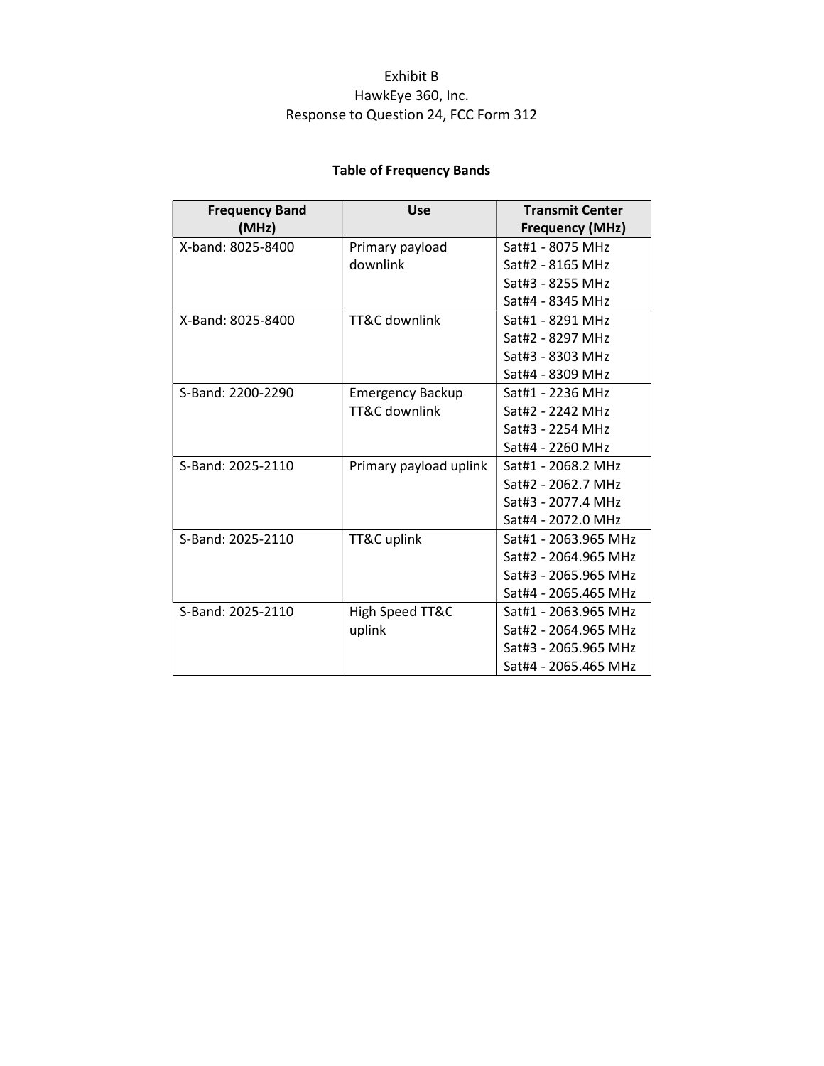Exhibit B
HawkEye 360, Inc.
Response to Question 24, FCC Form 312

**Table of Frequency Bands**

| Frequency Band (MHz) | Use | Transmit Center Frequency (MHz) |
|---|---|---|
| X-band: 8025-8400 | Primary payload downlink | Sat#1 - 8075 MHz<br>Sat#2 - 8165 MHz<br>Sat#3 - 8255 MHz<br>Sat#4 - 8345 MHz |
| X-Band: 8025-8400 | TT&C downlink | Sat#1 - 8291 MHz<br>Sat#2 - 8297 MHz<br>Sat#3 - 8303 MHz<br>Sat#4 - 8309 MHz |
| S-Band: 2200-2290 | Emergency Backup TT&C downlink | Sat#1 - 2236 MHz<br>Sat#2 - 2242 MHz<br>Sat#3 - 2254 MHz<br>Sat#4 - 2260 MHz |
| S-Band: 2025-2110 | Primary payload uplink | Sat#1 - 2068.2 MHz<br>Sat#2 - 2062.7 MHz<br>Sat#3 - 2077.4 MHz<br>Sat#4 - 2072.0 MHz |
| S-Band: 2025-2110 | TT&C uplink | Sat#1 - 2063.965 MHz<br>Sat#2 - 2064.965 MHz<br>Sat#3 - 2065.965 MHz<br>Sat#4 - 2065.465 MHz |
| S-Band: 2025-2110 | High Speed TT&C uplink | Sat#1 - 2063.965 MHz<br>Sat#2 - 2064.965 MHz<br>Sat#3 - 2065.965 MHz<br>Sat#4 - 2065.465 MHz |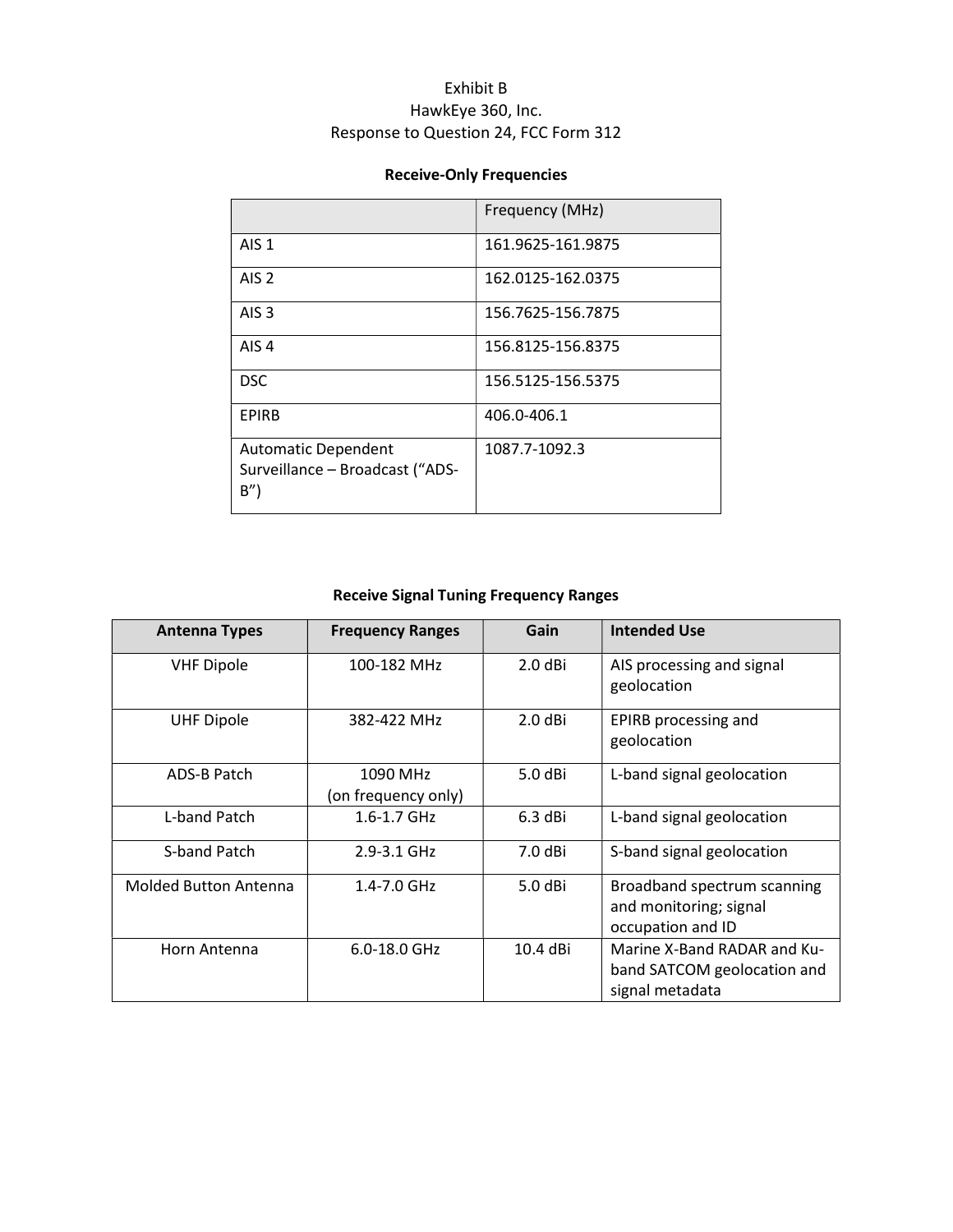Exhibit B

HawkEye 360, Inc.

Response to Question 24, FCC Form 312

**Receive-Only Frequencies**

| | Frequency (MHz) |
|---|---|
| AIS 1 | 161.9625-161.9875 |
| AIS 2 | 162.0125-162.0375 |
| AIS 3 | 156.7625-156.7875 |
| AIS 4 | 156.8125-156.8375 |
| DSC | 156.5125-156.5375 |
| EPIRB | 406.0-406.1 |
| Automatic Dependent Surveillance – Broadcast (“ADS-B”) | 1087.7-1092.3 |

**Receive Signal Tuning Frequency Ranges**

| Antenna Types | Frequency Ranges | Gain | Intended Use |
|---|---|---|---|
| VHF Dipole | 100-182 MHz | 2.0 dBi | AIS processing and signal geolocation |
| UHF Dipole | 382-422 MHz | 2.0 dBi | EPIRB processing and geolocation |
| ADS-B Patch | 1090 MHz (on frequency only) | 5.0 dBi | L-band signal geolocation |
| L-band Patch | 1.6-1.7 GHz | 6.3 dBi | L-band signal geolocation |
| S-band Patch | 2.9-3.1 GHz | 7.0 dBi | S-band signal geolocation |
| Molded Button Antenna | 1.4-7.0 GHz | 5.0 dBi | Broadband spectrum scanning and monitoring; signal occupation and ID |
| Horn Antenna | 6.0-18.0 GHz | 10.4 dBi | Marine X-Band RADAR and Ku-band SATCOM geolocation and signal metadata |